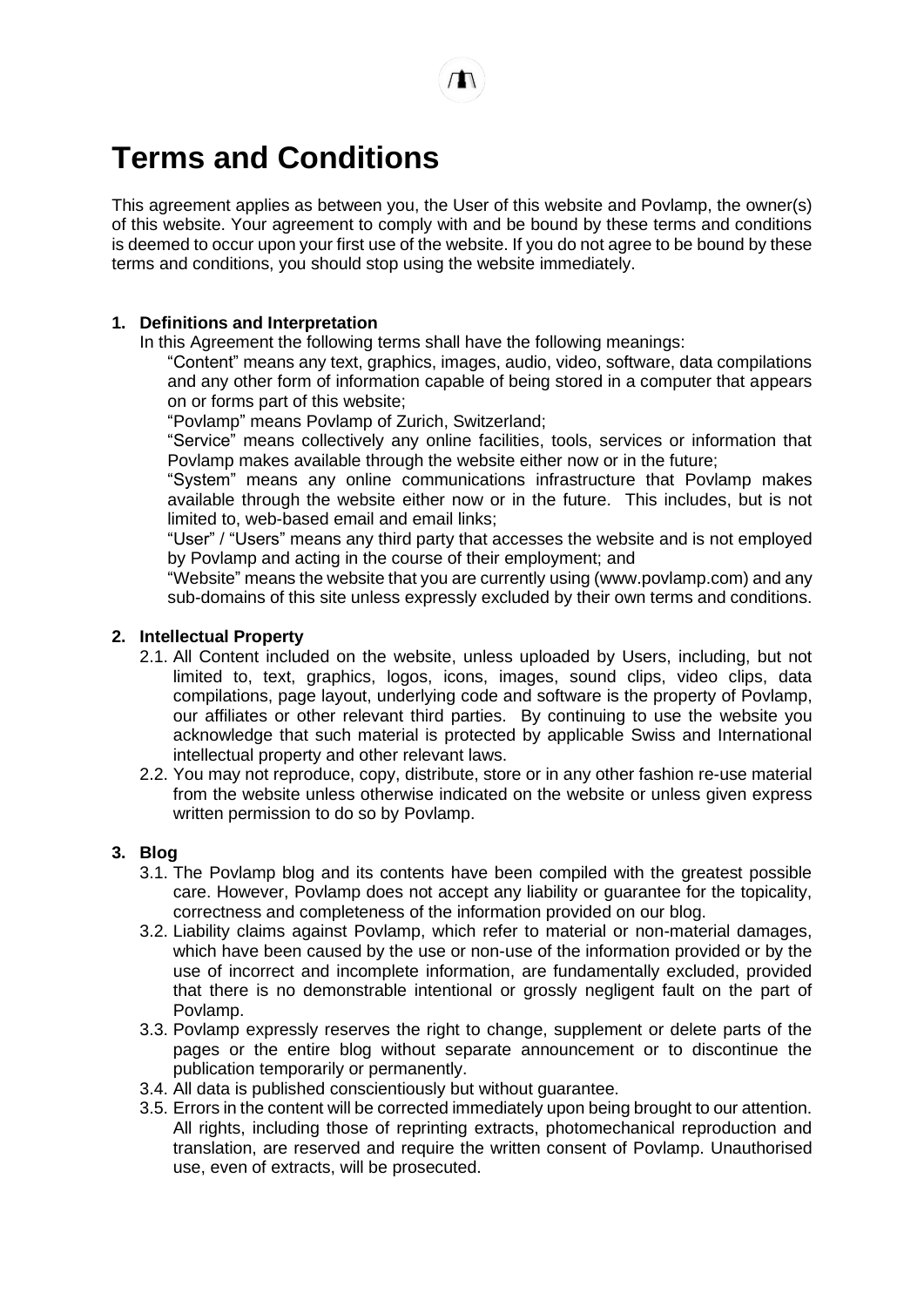# Terms and Conditions

This agreement applies as between you, the User of this website and Povlamp, the owner(s) of this website. Your agreement to comply with and be bound by these terms and conditions is deemed to occur upon your first use of the website. If you do not agree to be bound by these terms and conditions, you should stop using the website immediately.

## 1. Definitions and Interpretation

In this Agreement the following terms shall have the following meanings:

"Content" means any text, graphics, images, audio, video, software, data compilations and any other form of information capable of being stored in a computer that appears on or forms part of this website;

"Povlamp" means Povlamp of Zurich, Switzerland;

"Service" means collectively any online facilities, tools, services or information that Povlamp makes available through the website either now or in the future;

"System" means any online communications infrastructure that Povlamp makes available through the website either now or in the future. This includes, but is not limited to, web-based email and email links;

"User" / "Users" means any third party that accesses the website and is not employed by Povlamp and acting in the course of their employment; and

"Website" means the website that you are currently using (www.povlamp.com) and any sub-domains of this site unless expressly excluded by their own terms and conditions.

## 2. Intellectual Property

2.1. All Content included on the website, unless uploaded by Users, including, but not limited to, text, graphics, logos, icons, images, sound clips, video clips, data compilations, page layout, underlying code and software is the property of Povlamp, our affiliates or other relevant third parties. By continuing to use the website you acknowledge that such material is protected by applicable Swiss and International intellectual property and other relevant laws.

2.2. You may not reproduce, copy, distribute, store or in any other fashion re-use material from the website unless otherwise indicated on the website or unless given express written permission to do so by Povlamp.

## 3. Blog

3.1. The Povlamp blog and its contents have been compiled with the greatest possible care. However, Povlamp does not accept any liability or guarantee for the topicality, correctness and completeness of the information provided on our blog.

3.2. Liability claims against Povlamp, which refer to material or non-material damages, which have been caused by the use or non-use of the information provided or by the use of incorrect and incomplete information, are fundamentally excluded, provided that there is no demonstrable intentional or grossly negligent fault on the part of Povlamp.

3.3. Povlamp expressly reserves the right to change, supplement or delete parts of the pages or the entire blog without separate announcement or to discontinue the publication temporarily or permanently.

3.4. All data is published conscientiously but without guarantee.

3.5. Errors in the content will be corrected immediately upon being brought to our attention. All rights, including those of reprinting extracts, photomechanical reproduction and translation, are reserved and require the written consent of Povlamp. Unauthorised use, even of extracts, will be prosecuted.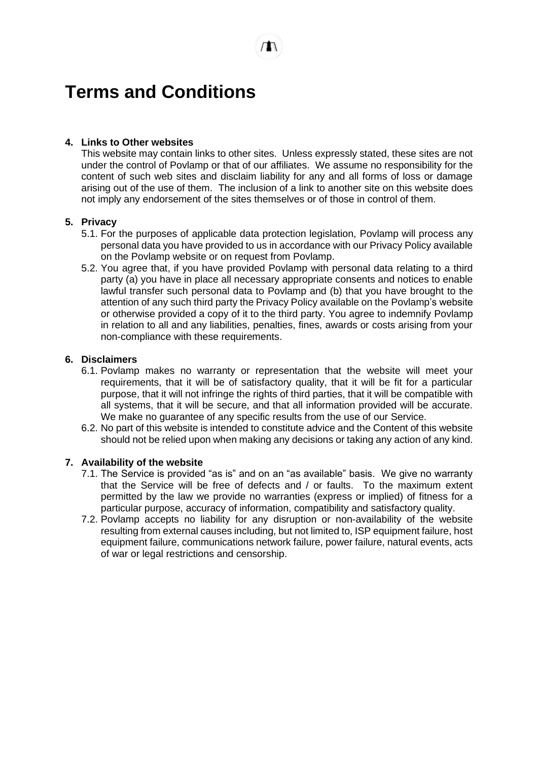# Terms and Conditions

**4. Links to Other websites**

This website may contain links to other sites. Unless expressly stated, these sites are not under the control of Povlamp or that of our affiliates. We assume no responsibility for the content of such web sites and disclaim liability for any and all forms of loss or damage arising out of the use of them. The inclusion of a link to another site on this website does not imply any endorsement of the sites themselves or of those in control of them.

**5. Privacy**

5.1. For the purposes of applicable data protection legislation, Povlamp will process any personal data you have provided to us in accordance with our Privacy Policy available on the Povlamp website or on request from Povlamp.

5.2. You agree that, if you have provided Povlamp with personal data relating to a third party (a) you have in place all necessary appropriate consents and notices to enable lawful transfer such personal data to Povlamp and (b) that you have brought to the attention of any such third party the Privacy Policy available on the Povlamp's website or otherwise provided a copy of it to the third party. You agree to indemnify Povlamp in relation to all and any liabilities, penalties, fines, awards or costs arising from your non-compliance with these requirements.

**6. Disclaimers**

6.1. Povlamp makes no warranty or representation that the website will meet your requirements, that it will be of satisfactory quality, that it will be fit for a particular purpose, that it will not infringe the rights of third parties, that it will be compatible with all systems, that it will be secure, and that all information provided will be accurate. We make no guarantee of any specific results from the use of our Service.

6.2. No part of this website is intended to constitute advice and the Content of this website should not be relied upon when making any decisions or taking any action of any kind.

**7. Availability of the website**

7.1. The Service is provided "as is" and on an "as available" basis. We give no warranty that the Service will be free of defects and / or faults. To the maximum extent permitted by the law we provide no warranties (express or implied) of fitness for a particular purpose, accuracy of information, compatibility and satisfactory quality.

7.2. Povlamp accepts no liability for any disruption or non-availability of the website resulting from external causes including, but not limited to, ISP equipment failure, host equipment failure, communications network failure, power failure, natural events, acts of war or legal restrictions and censorship.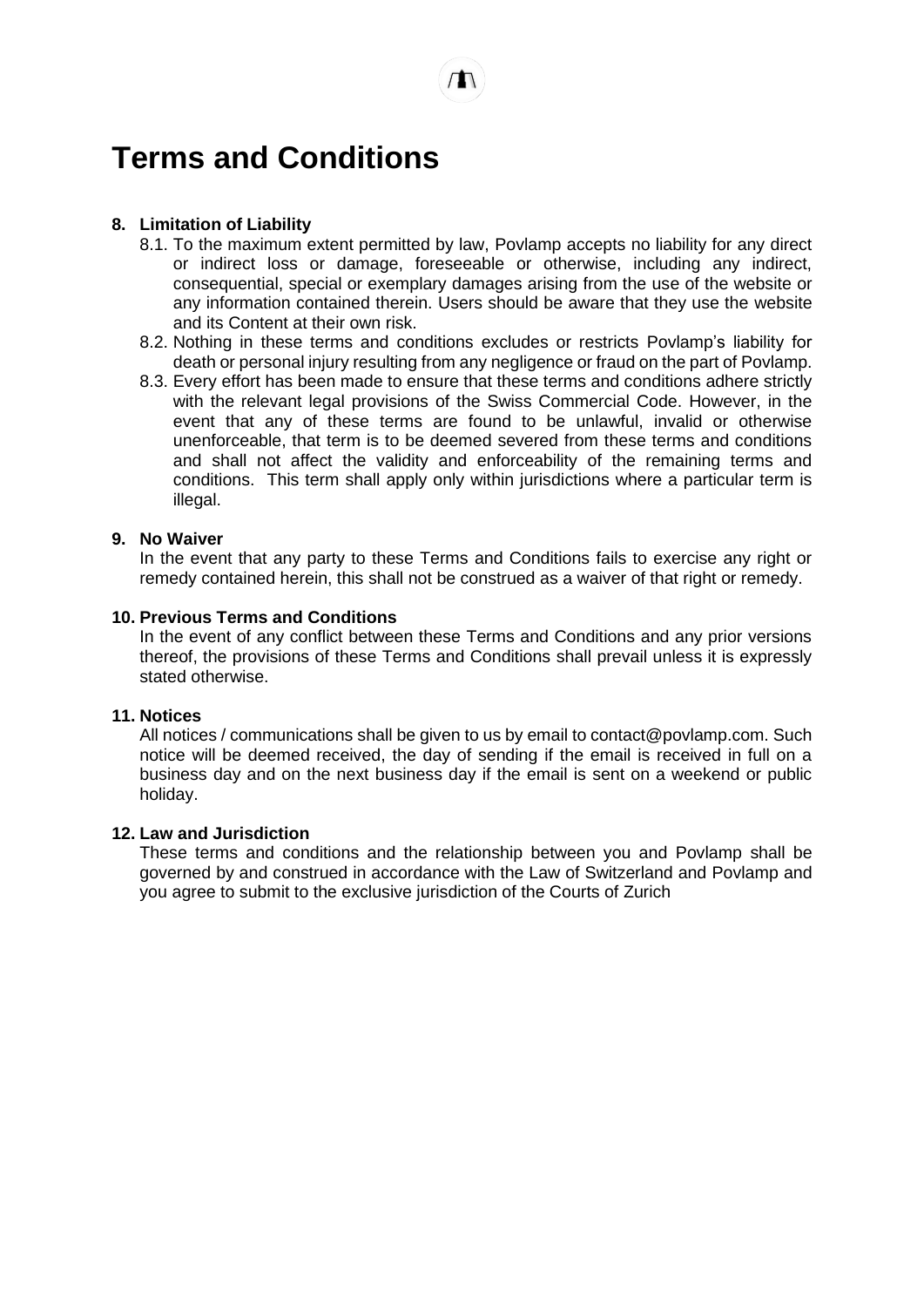# Terms and Conditions

**8. Limitation of Liability**

8.1. To the maximum extent permitted by law, Povlamp accepts no liability for any direct or indirect loss or damage, foreseeable or otherwise, including any indirect, consequential, special or exemplary damages arising from the use of the website or any information contained therein. Users should be aware that they use the website and its Content at their own risk.

8.2. Nothing in these terms and conditions excludes or restricts Povlamp's liability for death or personal injury resulting from any negligence or fraud on the part of Povlamp.

8.3. Every effort has been made to ensure that these terms and conditions adhere strictly with the relevant legal provisions of the Swiss Commercial Code. However, in the event that any of these terms are found to be unlawful, invalid or otherwise unenforceable, that term is to be deemed severed from these terms and conditions and shall not affect the validity and enforceability of the remaining terms and conditions. This term shall apply only within jurisdictions where a particular term is illegal.

**9. No Waiver**

In the event that any party to these Terms and Conditions fails to exercise any right or remedy contained herein, this shall not be construed as a waiver of that right or remedy.

**10. Previous Terms and Conditions**

In the event of any conflict between these Terms and Conditions and any prior versions thereof, the provisions of these Terms and Conditions shall prevail unless it is expressly stated otherwise.

**11. Notices**

All notices / communications shall be given to us by email to contact@povlamp.com. Such notice will be deemed received, the day of sending if the email is received in full on a business day and on the next business day if the email is sent on a weekend or public holiday.

**12. Law and Jurisdiction**

These terms and conditions and the relationship between you and Povlamp shall be governed by and construed in accordance with the Law of Switzerland and Povlamp and you agree to submit to the exclusive jurisdiction of the Courts of Zurich